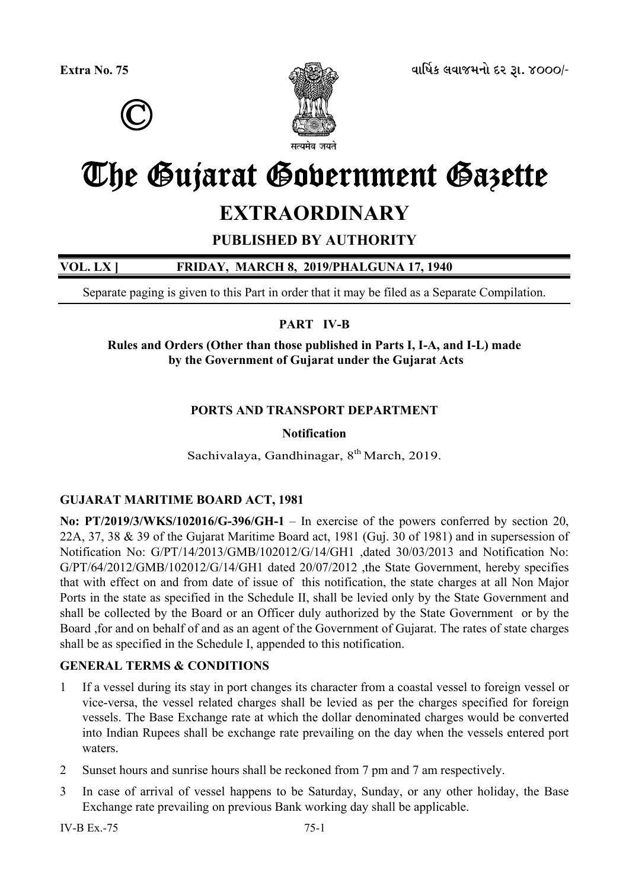**Extra No. 75** ©

વાર્ષિક લવાજમનો દર રૂા. ૪૦૦૦/-

सत्यमेव जयते

# The Gujarat Government Gazette

## EXTRAORDINARY

### PUBLISHED BY AUTHORITY

**VOL. LX ] FRIDAY, MARCH 8, 2019/PHALGUNA 17, 1940**

Separate paging is given to this Part in order that it may be filed as a Separate Compilation.

**PART IV-B**

**Rules and Orders (Other than those published in Parts I, I-A, and I-L) made by the Government of Gujarat under the Gujarat Acts**

**PORTS AND TRANSPORT DEPARTMENT**

**Notification**

Sachivalaya, Gandhinagar, 8th March, 2019.

**GUJARAT MARITIME BOARD ACT, 1981**

**No: PT/2019/3/WKS/102016/G-396/GH-1** – In exercise of the powers conferred by section 20, 22A, 37, 38 & 39 of the Gujarat Maritime Board act, 1981 (Guj. 30 of 1981) and in supersession of Notification No: G/PT/14/2013/GMB/102012/G/14/GH1 ,dated 30/03/2013 and Notification No: G/PT/64/2012/GMB/102012/G/14/GH1 dated 20/07/2012 ,the State Government, hereby specifies that with effect on and from date of issue of this notification, the state charges at all Non Major Ports in the state as specified in the Schedule II, shall be levied only by the State Government and shall be collected by the Board or an Officer duly authorized by the State Government or by the Board ,for and on behalf of and as an agent of the Government of Gujarat. The rates of state charges shall be as specified in the Schedule I, appended to this notification.

**GENERAL TERMS & CONDITIONS**

1. If a vessel during its stay in port changes its character from a coastal vessel to foreign vessel or vice-versa, the vessel related charges shall be levied as per the charges specified for foreign vessels. The Base Exchange rate at which the dollar denominated charges would be converted into Indian Rupees shall be exchange rate prevailing on the day when the vessels entered port waters.
2. Sunset hours and sunrise hours shall be reckoned from 7 pm and 7 am respectively.
3. In case of arrival of vessel happens to be Saturday, Sunday, or any other holiday, the Base Exchange rate prevailing on previous Bank working day shall be applicable.

IV-B Ex.-75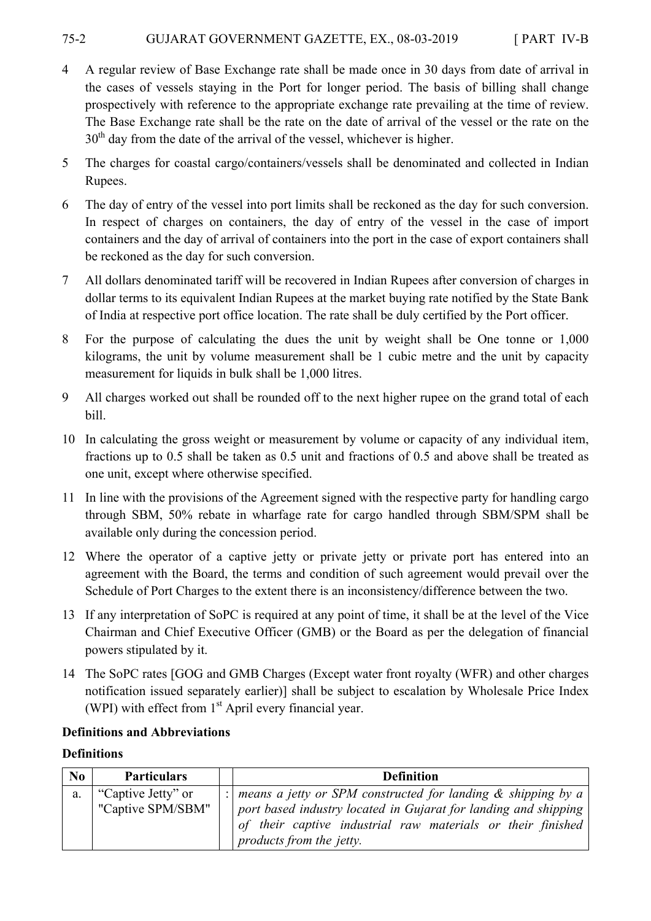4 A regular review of Base Exchange rate shall be made once in 30 days from date of arrival in the cases of vessels staying in the Port for longer period. The basis of billing shall change prospectively with reference to the appropriate exchange rate prevailing at the time of review. The Base Exchange rate shall be the rate on the date of arrival of the vessel or the rate on the 30th day from the date of the arrival of the vessel, whichever is higher.

5 The charges for coastal cargo/containers/vessels shall be denominated and collected in Indian Rupees.

6 The day of entry of the vessel into port limits shall be reckoned as the day for such conversion. In respect of charges on containers, the day of entry of the vessel in the case of import containers and the day of arrival of containers into the port in the case of export containers shall be reckoned as the day for such conversion.

7 All dollars denominated tariff will be recovered in Indian Rupees after conversion of charges in dollar terms to its equivalent Indian Rupees at the market buying rate notified by the State Bank of India at respective port office location. The rate shall be duly certified by the Port officer.

8 For the purpose of calculating the dues the unit by weight shall be One tonne or 1,000 kilograms, the unit by volume measurement shall be 1 cubic metre and the unit by capacity measurement for liquids in bulk shall be 1,000 litres.

9 All charges worked out shall be rounded off to the next higher rupee on the grand total of each bill.

10 In calculating the gross weight or measurement by volume or capacity of any individual item, fractions up to 0.5 shall be taken as 0.5 unit and fractions of 0.5 and above shall be treated as one unit, except where otherwise specified.

11 In line with the provisions of the Agreement signed with the respective party for handling cargo through SBM, 50% rebate in wharfage rate for cargo handled through SBM/SPM shall be available only during the concession period.

12 Where the operator of a captive jetty or private jetty or private port has entered into an agreement with the Board, the terms and condition of such agreement would prevail over the Schedule of Port Charges to the extent there is an inconsistency/difference between the two.

13 If any interpretation of SoPC is required at any point of time, it shall be at the level of the Vice Chairman and Chief Executive Officer (GMB) or the Board as per the delegation of financial powers stipulated by it.

14 The SoPC rates [GOG and GMB Charges (Except water front royalty (WFR) and other charges notification issued separately earlier)] shall be subject to escalation by Wholesale Price Index (WPI) with effect from 1st April every financial year.

**Definitions and Abbreviations**

**Definitions**

| No | Particulars | | Definition |
|---|---|---|---|
| a. | "Captive Jetty" or "Captive SPM/SBM" | : | *means a jetty or SPM constructed for landing & shipping by a port based industry located in Gujarat for landing and shipping of their captive industrial raw materials or their finished products from the jetty.* |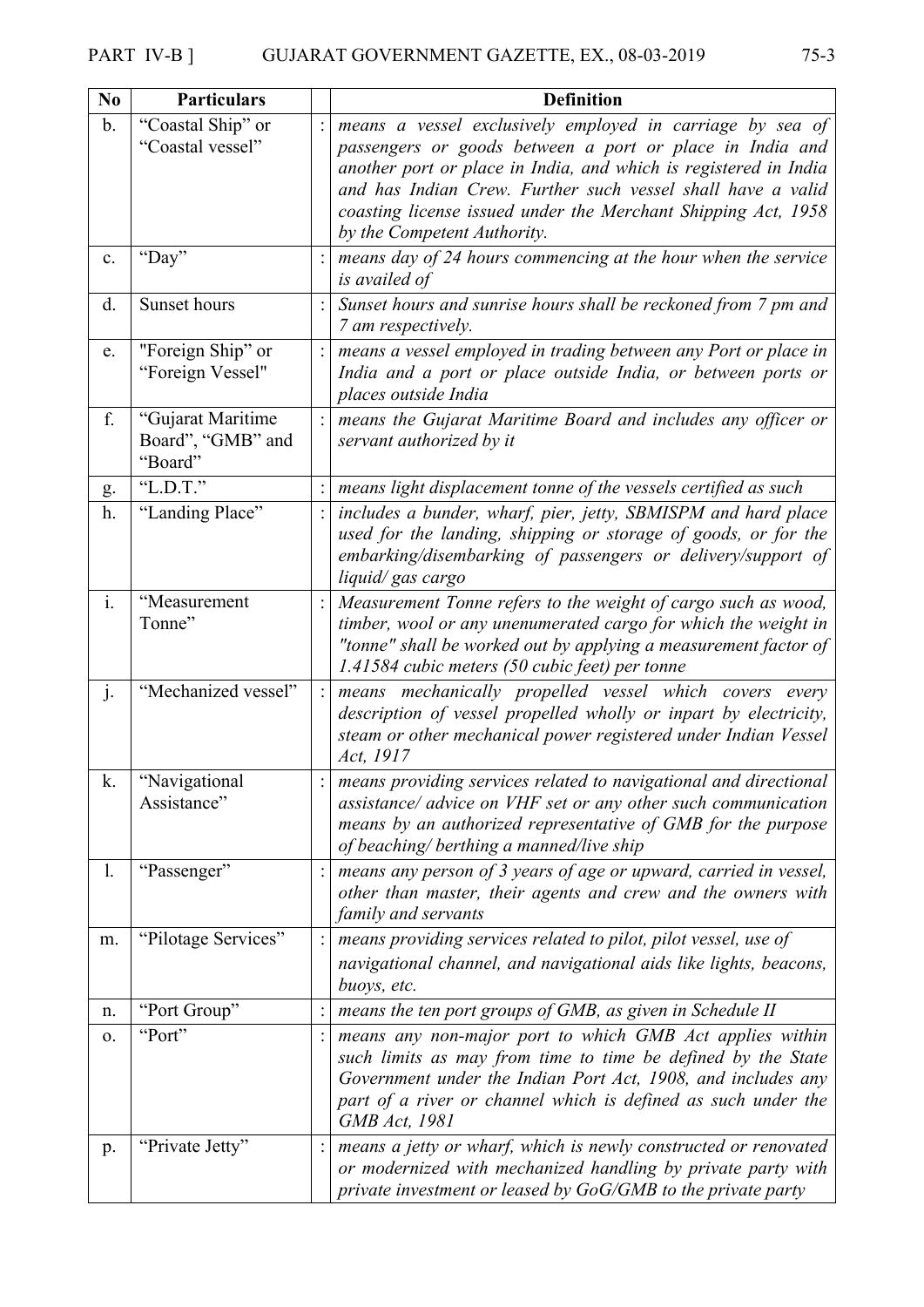| No | Particulars | | Definition |
|---|---|---|---|
| b. | "Coastal Ship" or "Coastal vessel" | : | *means a vessel exclusively employed in carriage by sea of passengers or goods between a port or place in India and another port or place in India, and which is registered in India and has Indian Crew. Further such vessel shall have a valid coasting license issued under the Merchant Shipping Act, 1958 by the Competent Authority.* |
| c. | "Day" | : | *means day of 24 hours commencing at the hour when the service is availed of* |
| d. | Sunset hours | : | *Sunset hours and sunrise hours shall be reckoned from 7 pm and 7 am respectively.* |
| e. | "Foreign Ship" or "Foreign Vessel" | : | *means a vessel employed in trading between any Port or place in India and a port or place outside India, or between ports or places outside India* |
| f. | "Gujarat Maritime Board", "GMB" and "Board" | : | *means the Gujarat Maritime Board and includes any officer or servant authorized by it* |
| g. | "L.D.T." | : | *means light displacement tonne of the vessels certified as such* |
| h. | "Landing Place" | : | *includes a bunder, wharf, pier, jetty, SBMISPM and hard place used for the landing, shipping or storage of goods, or for the embarking/disembarking of passengers or delivery/support of liquid/ gas cargo* |
| i. | "Measurement Tonne" | : | *Measurement Tonne refers to the weight of cargo such as wood, timber, wool or any unenumerated cargo for which the weight in "tonne" shall be worked out by applying a measurement factor of 1.41584 cubic meters (50 cubic feet) per tonne* |
| j. | "Mechanized vessel" | : | *means mechanically propelled vessel which covers every description of vessel propelled wholly or inpart by electricity, steam or other mechanical power registered under Indian Vessel Act, 1917* |
| k. | "Navigational Assistance" | : | *means providing services related to navigational and directional assistance/ advice on VHF set or any other such communication means by an authorized representative of GMB for the purpose of beaching/ berthing a manned/live ship* |
| l. | "Passenger" | : | *means any person of 3 years of age or upward, carried in vessel, other than master, their agents and crew and the owners with family and servants* |
| m. | "Pilotage Services" | : | *means providing services related to pilot, pilot vessel, use of navigational channel, and navigational aids like lights, beacons, buoys, etc.* |
| n. | "Port Group" | : | *means the ten port groups of GMB, as given in Schedule II* |
| o. | "Port" | : | *means any non-major port to which GMB Act applies within such limits as may from time to time be defined by the State Government under the Indian Port Act, 1908, and includes any part of a river or channel which is defined as such under the GMB Act, 1981* |
| p. | "Private Jetty" | : | *means a jetty or wharf, which is newly constructed or renovated or modernized with mechanized handling by private party with private investment or leased by GoG/GMB to the private party* |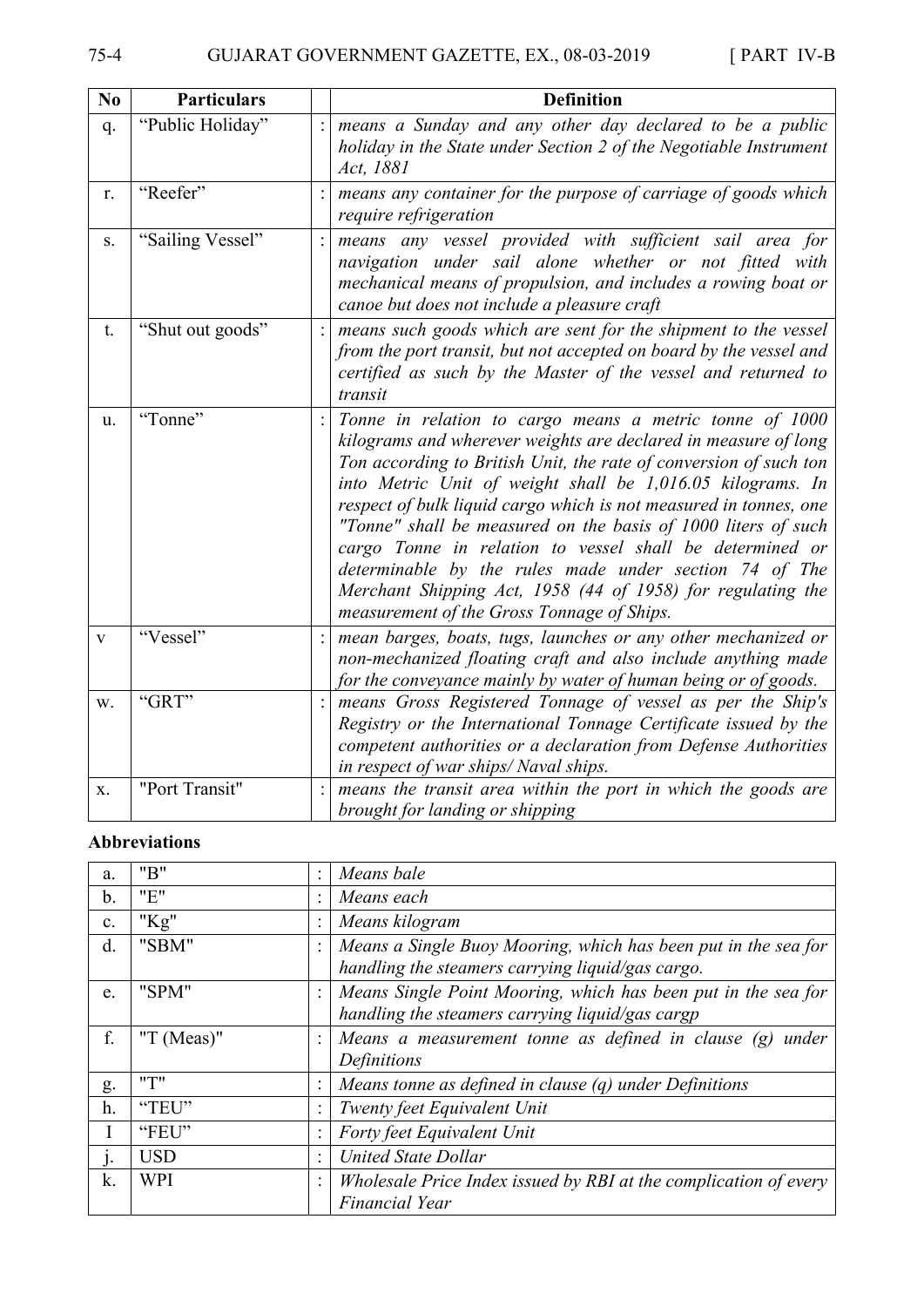| No | Particulars | | Definition |
|---|---|---|---|
| q. | "Public Holiday" | : | *means a Sunday and any other day declared to be a public holiday in the State under Section 2 of the Negotiable Instrument Act, 1881* |
| r. | "Reefer" | : | *means any container for the purpose of carriage of goods which require refrigeration* |
| s. | "Sailing Vessel" | : | *means any vessel provided with sufficient sail area for navigation under sail alone whether or not fitted with mechanical means of propulsion, and includes a rowing boat or canoe but does not include a pleasure craft* |
| t. | "Shut out goods" | : | *means such goods which are sent for the shipment to the vessel from the port transit, but not accepted on board by the vessel and certified as such by the Master of the vessel and returned to transit* |
| u. | "Tonne" | : | *Tonne in relation to cargo means a metric tonne of 1000 kilograms and wherever weights are declared in measure of long Ton according to British Unit, the rate of conversion of such ton into Metric Unit of weight shall be 1,016.05 kilograms. In respect of bulk liquid cargo which is not measured in tonnes, one "Tonne" shall be measured on the basis of 1000 liters of such cargo Tonne in relation to vessel shall be determined or determinable by the rules made under section 74 of The Merchant Shipping Act, 1958 (44 of 1958) for regulating the measurement of the Gross Tonnage of Ships.* |
| v | "Vessel" | : | *mean barges, boats, tugs, launches or any other mechanized or non-mechanized floating craft and also include anything made for the conveyance mainly by water of human being or of goods.* |
| w. | "GRT" | : | *means Gross Registered Tonnage of vessel as per the Ship's Registry or the International Tonnage Certificate issued by the competent authorities or a declaration from Defense Authorities in respect of war ships/ Naval ships.* |
| x. | "Port Transit" | : | *means the transit area within the port in which the goods are brought for landing or shipping* |

**Abbreviations**

| | | | |
|---|---|---|---|
| a. | "B" | : | *Means bale* |
| b. | "E" | : | *Means each* |
| c. | "Kg" | : | *Means kilogram* |
| d. | "SBM" | : | *Means a Single Buoy Mooring, which has been put in the sea for handling the steamers carrying liquid/gas cargo.* |
| e. | "SPM" | : | *Means Single Point Mooring, which has been put in the sea for handling the steamers carrying liquid/gas cargp* |
| f. | "T (Meas)" | : | *Means a measurement tonne as defined in clause (g) under Definitions* |
| g. | "T" | : | *Means tonne as defined in clause (q) under Definitions* |
| h. | "TEU" | : | *Twenty feet Equivalent Unit* |
| I | "FEU" | : | *Forty feet Equivalent Unit* |
| j. | USD | : | *United State Dollar* |
| k. | WPI | : | *Wholesale Price Index issued by RBI at the complication of every Financial Year* |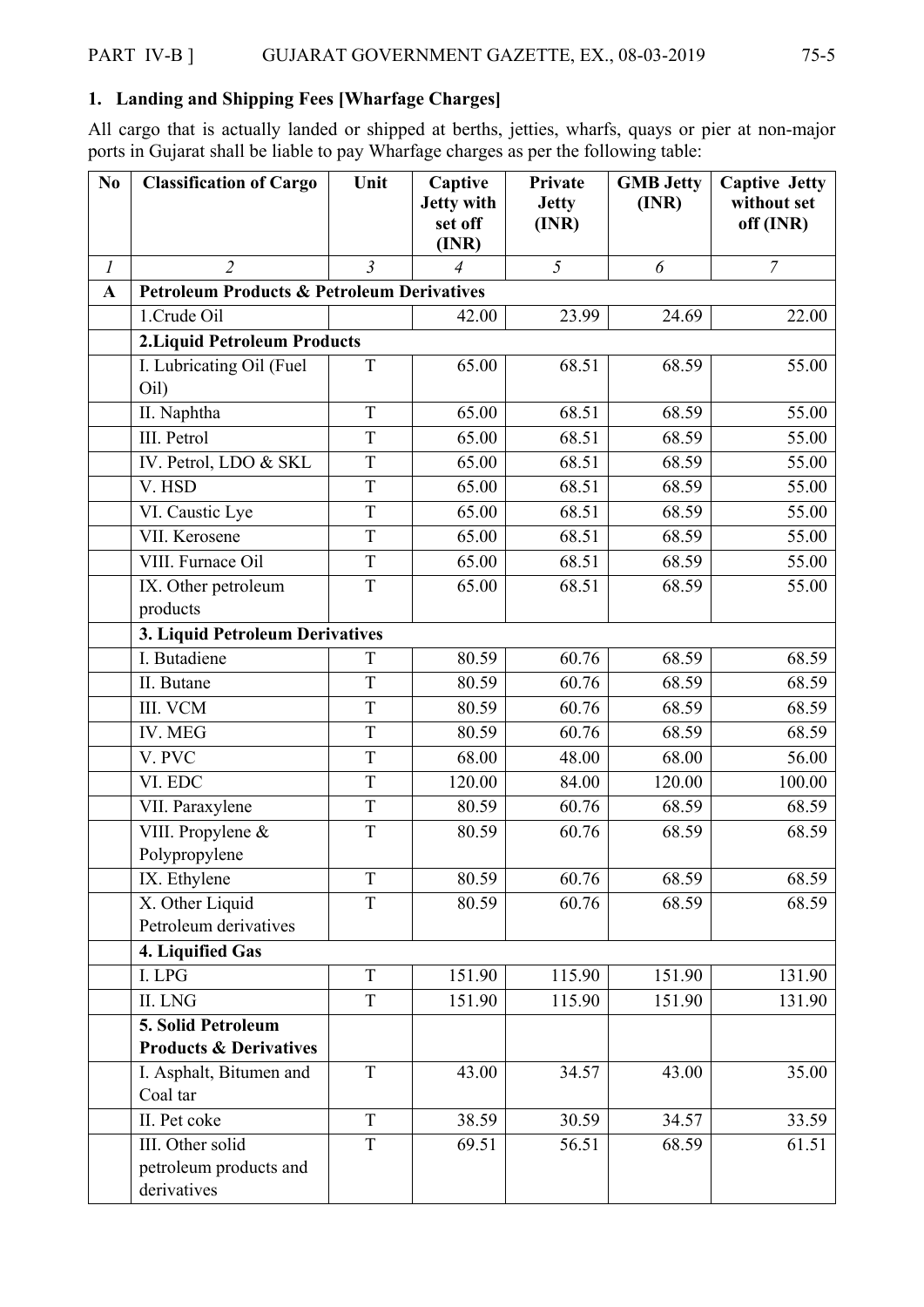## 1. Landing and Shipping Fees [Wharfage Charges]

All cargo that is actually landed or shipped at berths, jetties, wharfs, quays or pier at non-major ports in Gujarat shall be liable to pay Wharfage charges as per the following table:

| No | Classification of Cargo | Unit | Captive Jetty with set off (INR) | Private Jetty (INR) | GMB Jetty (INR) | Captive Jetty without set off (INR) |
|---|---|---|---|---|---|---|
| *1* | *2* | *3* | *4* | *5* | *6* | *7* |
| **A** | **Petroleum Products & Petroleum Derivatives** | | | | | |
| | 1.Crude Oil | | 42.00 | 23.99 | 24.69 | 22.00 |
| | **2.Liquid Petroleum Products** | | | | | |
| | I. Lubricating Oil (Fuel Oil) | T | 65.00 | 68.51 | 68.59 | 55.00 |
| | II. Naphtha | T | 65.00 | 68.51 | 68.59 | 55.00 |
| | III. Petrol | T | 65.00 | 68.51 | 68.59 | 55.00 |
| | IV. Petrol, LDO & SKL | T | 65.00 | 68.51 | 68.59 | 55.00 |
| | V. HSD | T | 65.00 | 68.51 | 68.59 | 55.00 |
| | VI. Caustic Lye | T | 65.00 | 68.51 | 68.59 | 55.00 |
| | VII. Kerosene | T | 65.00 | 68.51 | 68.59 | 55.00 |
| | VIII. Furnace Oil | T | 65.00 | 68.51 | 68.59 | 55.00 |
| | IX. Other petroleum products | T | 65.00 | 68.51 | 68.59 | 55.00 |
| | **3. Liquid Petroleum Derivatives** | | | | | |
| | I. Butadiene | T | 80.59 | 60.76 | 68.59 | 68.59 |
| | II. Butane | T | 80.59 | 60.76 | 68.59 | 68.59 |
| | III. VCM | T | 80.59 | 60.76 | 68.59 | 68.59 |
| | IV. MEG | T | 80.59 | 60.76 | 68.59 | 68.59 |
| | V. PVC | T | 68.00 | 48.00 | 68.00 | 56.00 |
| | VI. EDC | T | 120.00 | 84.00 | 120.00 | 100.00 |
| | VII. Paraxylene | T | 80.59 | 60.76 | 68.59 | 68.59 |
| | VIII. Propylene & Polypropylene | T | 80.59 | 60.76 | 68.59 | 68.59 |
| | IX. Ethylene | T | 80.59 | 60.76 | 68.59 | 68.59 |
| | X. Other Liquid Petroleum derivatives | T | 80.59 | 60.76 | 68.59 | 68.59 |
| | **4. Liquified Gas** | | | | | |
| | I. LPG | T | 151.90 | 115.90 | 151.90 | 131.90 |
| | II. LNG | T | 151.90 | 115.90 | 151.90 | 131.90 |
| | **5. Solid Petroleum Products & Derivatives** | | | | | |
| | I. Asphalt, Bitumen and Coal tar | T | 43.00 | 34.57 | 43.00 | 35.00 |
| | II. Pet coke | T | 38.59 | 30.59 | 34.57 | 33.59 |
| | III. Other solid petroleum products and derivatives | T | 69.51 | 56.51 | 68.59 | 61.51 |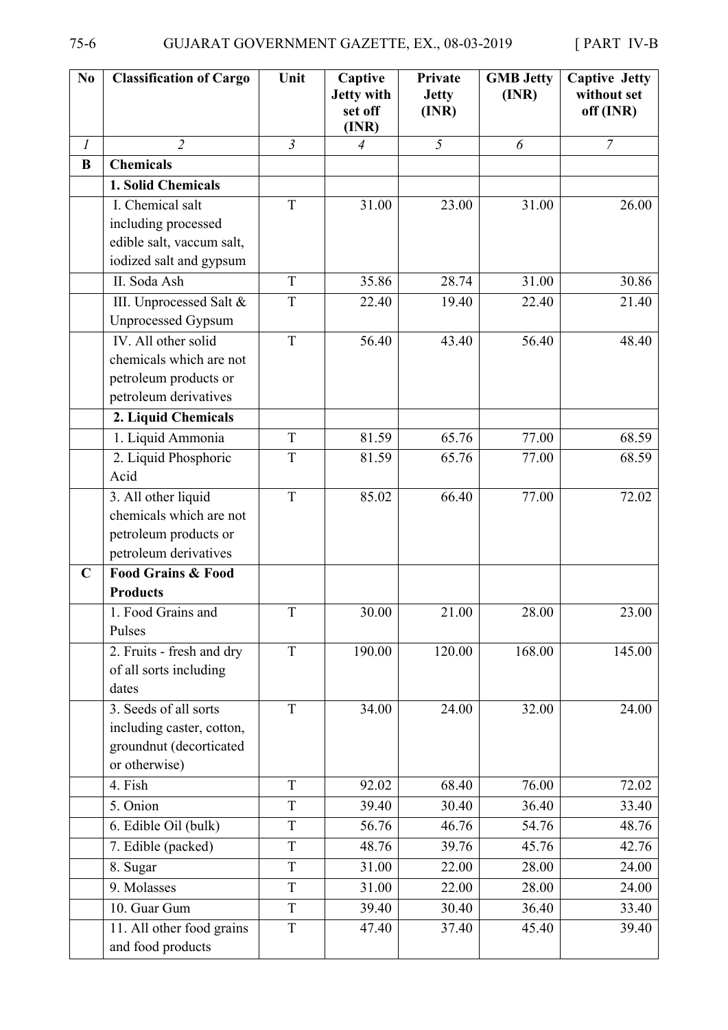| No | Classification of Cargo | Unit | Captive Jetty with set off (INR) | Private Jetty (INR) | GMB Jetty (INR) | Captive Jetty without set off (INR) |
|---|---|---|---|---|---|---|
| *1* | *2* | *3* | *4* | *5* | *6* | *7* |
| **B** | **Chemicals** | | | | | |
| | **1. Solid Chemicals** | | | | | |
| | I. Chemical salt including processed edible salt, vaccum salt, iodized salt and gypsum | T | 31.00 | 23.00 | 31.00 | 26.00 |
| | II. Soda Ash | T | 35.86 | 28.74 | 31.00 | 30.86 |
| | III. Unprocessed Salt & Unprocessed Gypsum | T | 22.40 | 19.40 | 22.40 | 21.40 |
| | IV. All other solid chemicals which are not petroleum products or petroleum derivatives | T | 56.40 | 43.40 | 56.40 | 48.40 |
| | **2. Liquid Chemicals** | | | | | |
| | 1. Liquid Ammonia | T | 81.59 | 65.76 | 77.00 | 68.59 |
| | 2. Liquid Phosphoric Acid | T | 81.59 | 65.76 | 77.00 | 68.59 |
| | 3. All other liquid chemicals which are not petroleum products or petroleum derivatives | T | 85.02 | 66.40 | 77.00 | 72.02 |
| **C** | **Food Grains & Food Products** | | | | | |
| | 1. Food Grains and Pulses | T | 30.00 | 21.00 | 28.00 | 23.00 |
| | 2. Fruits - fresh and dry of all sorts including dates | T | 190.00 | 120.00 | 168.00 | 145.00 |
| | 3. Seeds of all sorts including caster, cotton, groundnut (decorticated or otherwise) | T | 34.00 | 24.00 | 32.00 | 24.00 |
| | 4. Fish | T | 92.02 | 68.40 | 76.00 | 72.02 |
| | 5. Onion | T | 39.40 | 30.40 | 36.40 | 33.40 |
| | 6. Edible Oil (bulk) | T | 56.76 | 46.76 | 54.76 | 48.76 |
| | 7. Edible (packed) | T | 48.76 | 39.76 | 45.76 | 42.76 |
| | 8. Sugar | T | 31.00 | 22.00 | 28.00 | 24.00 |
| | 9. Molasses | T | 31.00 | 22.00 | 28.00 | 24.00 |
| | 10. Guar Gum | T | 39.40 | 30.40 | 36.40 | 33.40 |
| | 11. All other food grains and food products | T | 47.40 | 37.40 | 45.40 | 39.40 |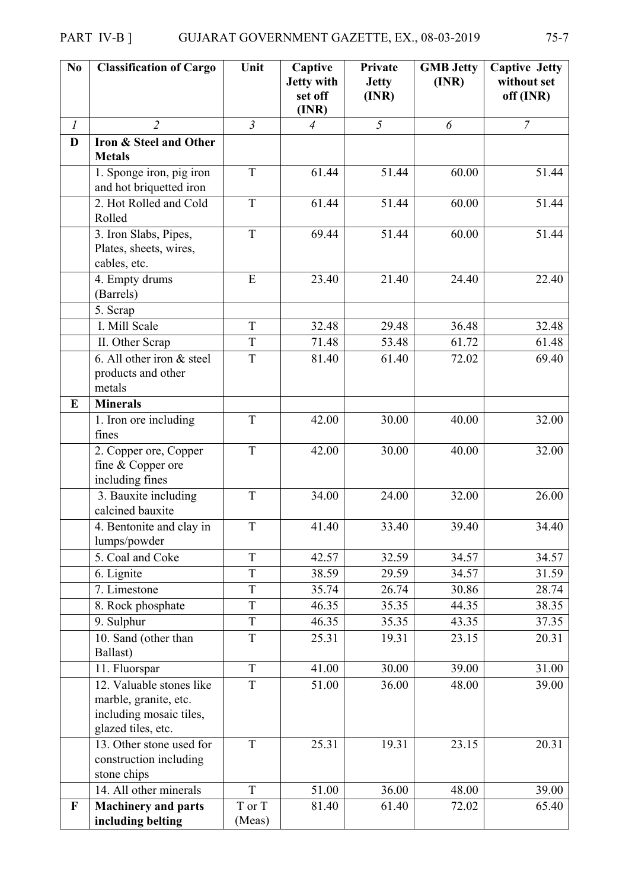| No | Classification of Cargo | Unit | Captive Jetty with set off (INR) | Private Jetty (INR) | GMB Jetty (INR) | Captive Jetty without set off (INR) |
|---|---|---|---|---|---|---|
| *1* | *2* | *3* | *4* | *5* | *6* | *7* |
| **D** | **Iron & Steel and Other Metals** | | | | | |
| | 1. Sponge iron, pig iron and hot briquetted iron | T | 61.44 | 51.44 | 60.00 | 51.44 |
| | 2. Hot Rolled and Cold Rolled | T | 61.44 | 51.44 | 60.00 | 51.44 |
| | 3. Iron Slabs, Pipes, Plates, sheets, wires, cables, etc. | T | 69.44 | 51.44 | 60.00 | 51.44 |
| | 4. Empty drums (Barrels) | E | 23.40 | 21.40 | 24.40 | 22.40 |
| | 5. Scrap | | | | | |
| | I. Mill Scale | T | 32.48 | 29.48 | 36.48 | 32.48 |
| | II. Other Scrap | T | 71.48 | 53.48 | 61.72 | 61.48 |
| | 6. All other iron & steel products and other metals | T | 81.40 | 61.40 | 72.02 | 69.40 |
| **E** | **Minerals** | | | | | |
| | 1. Iron ore including fines | T | 42.00 | 30.00 | 40.00 | 32.00 |
| | 2. Copper ore, Copper fine & Copper ore including fines | T | 42.00 | 30.00 | 40.00 | 32.00 |
| | 3. Bauxite including calcined bauxite | T | 34.00 | 24.00 | 32.00 | 26.00 |
| | 4. Bentonite and clay in lumps/powder | T | 41.40 | 33.40 | 39.40 | 34.40 |
| | 5. Coal and Coke | T | 42.57 | 32.59 | 34.57 | 34.57 |
| | 6. Lignite | T | 38.59 | 29.59 | 34.57 | 31.59 |
| | 7. Limestone | T | 35.74 | 26.74 | 30.86 | 28.74 |
| | 8. Rock phosphate | T | 46.35 | 35.35 | 44.35 | 38.35 |
| | 9. Sulphur | T | 46.35 | 35.35 | 43.35 | 37.35 |
| | 10. Sand (other than Ballast) | T | 25.31 | 19.31 | 23.15 | 20.31 |
| | 11. Fluorspar | T | 41.00 | 30.00 | 39.00 | 31.00 |
| | 12. Valuable stones like marble, granite, etc. including mosaic tiles, glazed tiles, etc. | T | 51.00 | 36.00 | 48.00 | 39.00 |
| | 13. Other stone used for construction including stone chips | T | 25.31 | 19.31 | 23.15 | 20.31 |
| | 14. All other minerals | T | 51.00 | 36.00 | 48.00 | 39.00 |
| **F** | **Machinery and parts including belting** | T or T (Meas) | 81.40 | 61.40 | 72.02 | 65.40 |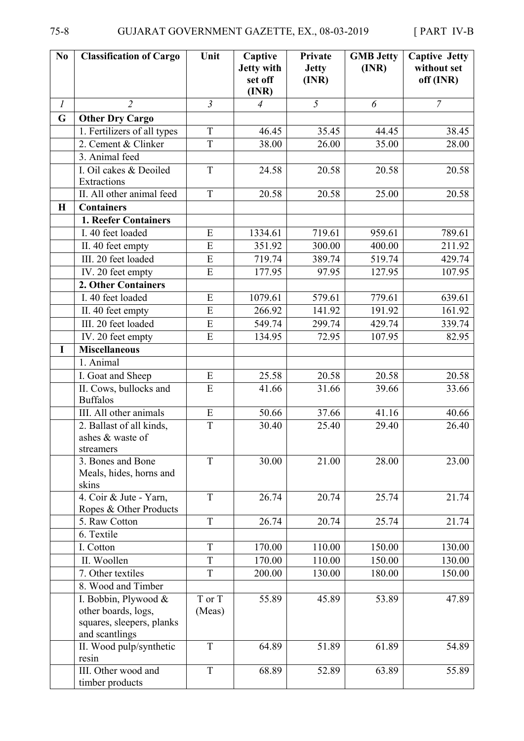| No | Classification of Cargo | Unit | Captive Jetty with set off (INR) | Private Jetty (INR) | GMB Jetty (INR) | Captive Jetty without set off (INR) |
|---|---|---|---|---|---|---|
| *1* | *2* | *3* | *4* | *5* | *6* | *7* |
| **G** | **Other Dry Cargo** | | | | | |
| | 1. Fertilizers of all types | T | 46.45 | 35.45 | 44.45 | 38.45 |
| | 2. Cement & Clinker | T | 38.00 | 26.00 | 35.00 | 28.00 |
| | 3. Animal feed | | | | | |
| | I. Oil cakes & Deoiled Extractions | T | 24.58 | 20.58 | 20.58 | 20.58 |
| | II. All other animal feed | T | 20.58 | 20.58 | 25.00 | 20.58 |
| **H** | **Containers** | | | | | |
| | **1. Reefer Containers** | | | | | |
| | I. 40 feet loaded | E | 1334.61 | 719.61 | 959.61 | 789.61 |
| | II. 40 feet empty | E | 351.92 | 300.00 | 400.00 | 211.92 |
| | III. 20 feet loaded | E | 719.74 | 389.74 | 519.74 | 429.74 |
| | IV. 20 feet empty | E | 177.95 | 97.95 | 127.95 | 107.95 |
| | **2. Other Containers** | | | | | |
| | I. 40 feet loaded | E | 1079.61 | 579.61 | 779.61 | 639.61 |
| | II. 40 feet empty | E | 266.92 | 141.92 | 191.92 | 161.92 |
| | III. 20 feet loaded | E | 549.74 | 299.74 | 429.74 | 339.74 |
| | IV. 20 feet empty | E | 134.95 | 72.95 | 107.95 | 82.95 |
| **I** | **Miscellaneous** | | | | | |
| | 1. Animal | | | | | |
| | I. Goat and Sheep | E | 25.58 | 20.58 | 20.58 | 20.58 |
| | II. Cows, bullocks and Buffalos | E | 41.66 | 31.66 | 39.66 | 33.66 |
| | III. All other animals | E | 50.66 | 37.66 | 41.16 | 40.66 |
| | 2. Ballast of all kinds, ashes & waste of streamers | T | 30.40 | 25.40 | 29.40 | 26.40 |
| | 3. Bones and Bone Meals, hides, horns and skins | T | 30.00 | 21.00 | 28.00 | 23.00 |
| | 4. Coir & Jute - Yarn, Ropes & Other Products | T | 26.74 | 20.74 | 25.74 | 21.74 |
| | 5. Raw Cotton | T | 26.74 | 20.74 | 25.74 | 21.74 |
| | 6. Textile | | | | | |
| | I. Cotton | T | 170.00 | 110.00 | 150.00 | 130.00 |
| | II. Woollen | T | 170.00 | 110.00 | 150.00 | 130.00 |
| | 7. Other textiles | T | 200.00 | 130.00 | 180.00 | 150.00 |
| | 8. Wood and Timber | | | | | |
| | I. Bobbin, Plywood & other boards, logs, squares, sleepers, planks and scantlings | T or T (Meas) | 55.89 | 45.89 | 53.89 | 47.89 |
| | II. Wood pulp/synthetic resin | T | 64.89 | 51.89 | 61.89 | 54.89 |
| | III. Other wood and timber products | T | 68.89 | 52.89 | 63.89 | 55.89 |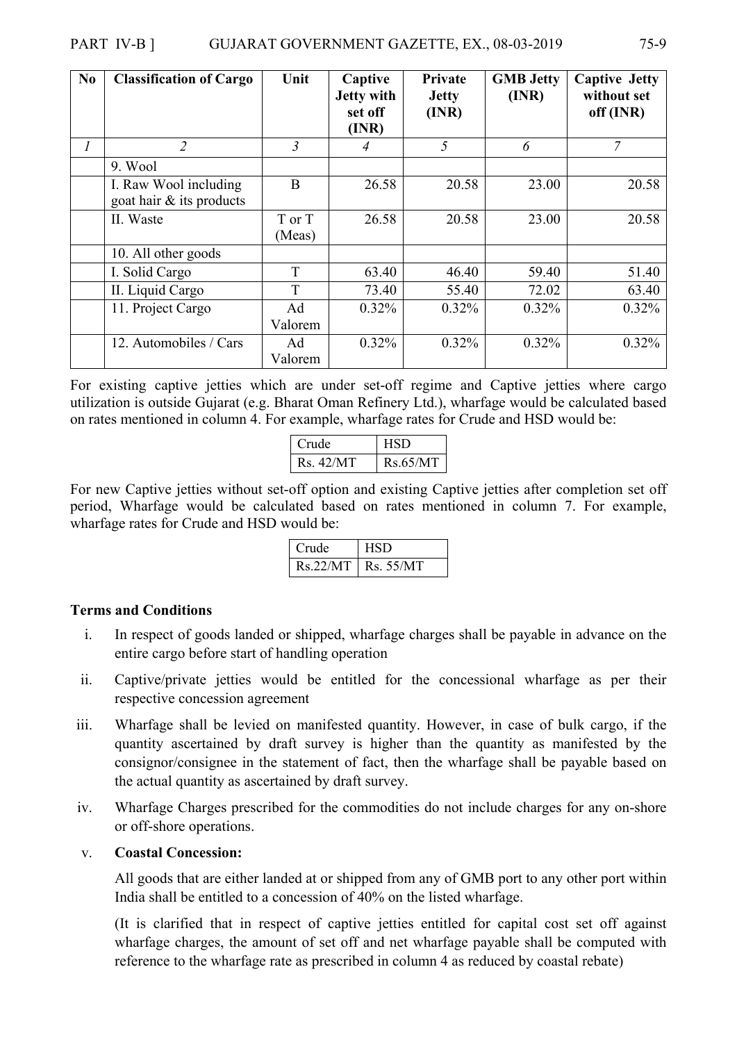| No | Classification of Cargo | Unit | Captive Jetty with set off (INR) | Private Jetty (INR) | GMB Jetty (INR) | Captive Jetty without set off (INR) |
|---|---|---|---|---|---|---|
| *1* | *2* | *3* | *4* | *5* | *6* | *7* |
| | 9. Wool | | | | | |
| | I. Raw Wool including goat hair & its products | B | 26.58 | 20.58 | 23.00 | 20.58 |
| | II. Waste | T or T (Meas) | 26.58 | 20.58 | 23.00 | 20.58 |
| | 10. All other goods | | | | | |
| | I. Solid Cargo | T | 63.40 | 46.40 | 59.40 | 51.40 |
| | II. Liquid Cargo | T | 73.40 | 55.40 | 72.02 | 63.40 |
| | 11. Project Cargo | Ad Valorem | 0.32% | 0.32% | 0.32% | 0.32% |
| | 12. Automobiles / Cars | Ad Valorem | 0.32% | 0.32% | 0.32% | 0.32% |

For existing captive jetties which are under set-off regime and Captive jetties where cargo utilization is outside Gujarat (e.g. Bharat Oman Refinery Ltd.), wharfage would be calculated based on rates mentioned in column 4. For example, wharfage rates for Crude and HSD would be:

| Crude | HSD |
|---|---|
| Rs. 42/MT | Rs.65/MT |

For new Captive jetties without set-off option and existing Captive jetties after completion set off period, Wharfage would be calculated based on rates mentioned in column 7. For example, wharfage rates for Crude and HSD would be:

| Crude | HSD |
|---|---|
| Rs.22/MT | Rs. 55/MT |

**Terms and Conditions**

i. In respect of goods landed or shipped, wharfage charges shall be payable in advance on the entire cargo before start of handling operation

ii. Captive/private jetties would be entitled for the concessional wharfage as per their respective concession agreement

iii. Wharfage shall be levied on manifested quantity. However, in case of bulk cargo, if the quantity ascertained by draft survey is higher than the quantity as manifested by the consignor/consignee in the statement of fact, then the wharfage shall be payable based on the actual quantity as ascertained by draft survey.

iv. Wharfage Charges prescribed for the commodities do not include charges for any on-shore or off-shore operations.

v. **Coastal Concession:**

All goods that are either landed at or shipped from any of GMB port to any other port within India shall be entitled to a concession of 40% on the listed wharfage.

(It is clarified that in respect of captive jetties entitled for capital cost set off against wharfage charges, the amount of set off and net wharfage payable shall be computed with reference to the wharfage rate as prescribed in column 4 as reduced by coastal rebate)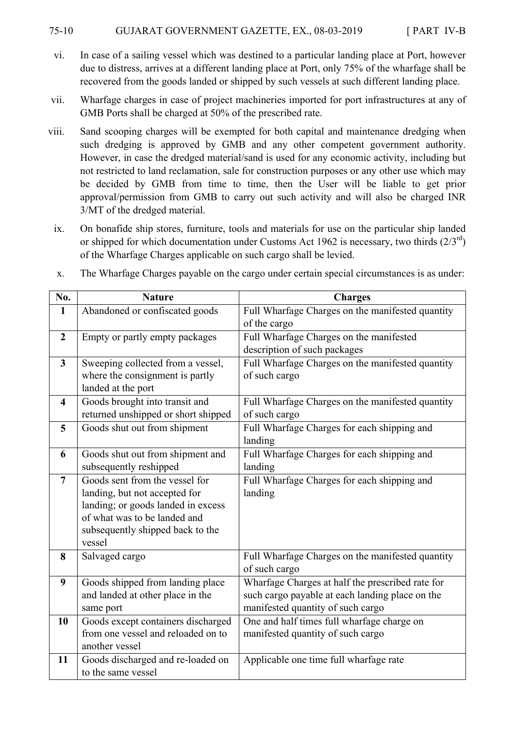vi. In case of a sailing vessel which was destined to a particular landing place at Port, however due to distress, arrives at a different landing place at Port, only 75% of the wharfage shall be recovered from the goods landed or shipped by such vessels at such different landing place.

vii. Wharfage charges in case of project machineries imported for port infrastructures at any of GMB Ports shall be charged at 50% of the prescribed rate.

viii. Sand scooping charges will be exempted for both capital and maintenance dredging when such dredging is approved by GMB and any other competent government authority. However, in case the dredged material/sand is used for any economic activity, including but not restricted to land reclamation, sale for construction purposes or any other use which may be decided by GMB from time to time, then the User will be liable to get prior approval/permission from GMB to carry out such activity and will also be charged INR 3/MT of the dredged material.

ix. On bonafide ship stores, furniture, tools and materials for use on the particular ship landed or shipped for which documentation under Customs Act 1962 is necessary, two thirds (2/3rd) of the Wharfage Charges applicable on such cargo shall be levied.

x. The Wharfage Charges payable on the cargo under certain special circumstances is as under:

| No. | Nature | Charges |
|---|---|---|
| **1** | Abandoned or confiscated goods | Full Wharfage Charges on the manifested quantity of the cargo |
| **2** | Empty or partly empty packages | Full Wharfage Charges on the manifested description of such packages |
| **3** | Sweeping collected from a vessel, where the consignment is partly landed at the port | Full Wharfage Charges on the manifested quantity of such cargo |
| **4** | Goods brought into transit and returned unshipped or short shipped | Full Wharfage Charges on the manifested quantity of such cargo |
| **5** | Goods shut out from shipment | Full Wharfage Charges for each shipping and landing |
| **6** | Goods shut out from shipment and subsequently reshipped | Full Wharfage Charges for each shipping and landing |
| **7** | Goods sent from the vessel for landing, but not accepted for landing; or goods landed in excess of what was to be landed and subsequently shipped back to the vessel | Full Wharfage Charges for each shipping and landing |
| **8** | Salvaged cargo | Full Wharfage Charges on the manifested quantity of such cargo |
| **9** | Goods shipped from landing place and landed at other place in the same port | Wharfage Charges at half the prescribed rate for such cargo payable at each landing place on the manifested quantity of such cargo |
| **10** | Goods except containers discharged from one vessel and reloaded on to another vessel | One and half times full wharfage charge on manifested quantity of such cargo |
| **11** | Goods discharged and re-loaded on to the same vessel | Applicable one time full wharfage rate |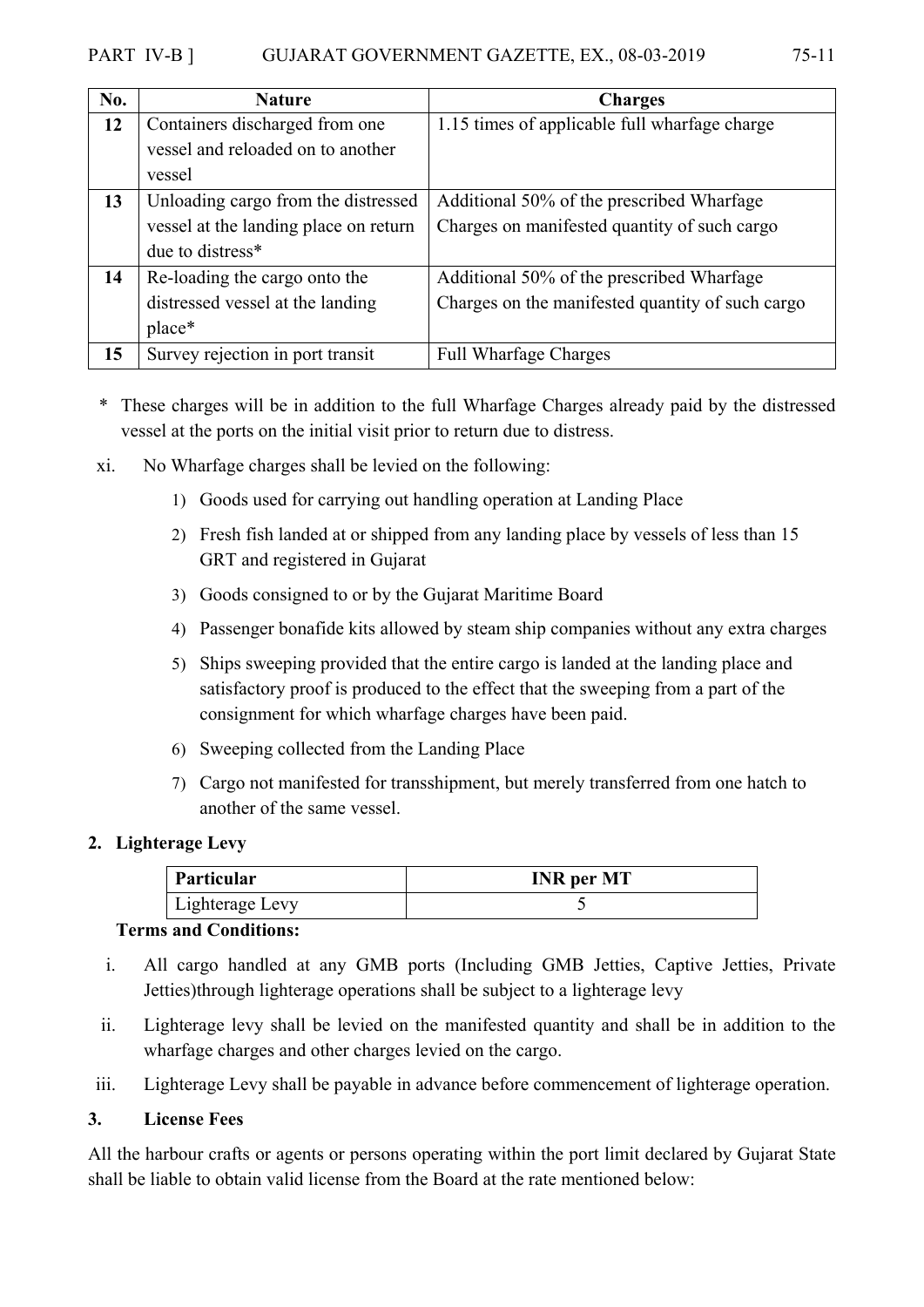| No. | Nature | Charges |
|---|---|---|
| **12** | Containers discharged from one vessel and reloaded on to another vessel | 1.15 times of applicable full wharfage charge |
| **13** | Unloading cargo from the distressed vessel at the landing place on return due to distress* | Additional 50% of the prescribed Wharfage Charges on manifested quantity of such cargo |
| **14** | Re-loading the cargo onto the distressed vessel at the landing place* | Additional 50% of the prescribed Wharfage Charges on the manifested quantity of such cargo |
| **15** | Survey rejection in port transit | Full Wharfage Charges |

\* These charges will be in addition to the full Wharfage Charges already paid by the distressed vessel at the ports on the initial visit prior to return due to distress.

xi. No Wharfage charges shall be levied on the following:

1) Goods used for carrying out handling operation at Landing Place
2) Fresh fish landed at or shipped from any landing place by vessels of less than 15 GRT and registered in Gujarat
3) Goods consigned to or by the Gujarat Maritime Board
4) Passenger bonafide kits allowed by steam ship companies without any extra charges
5) Ships sweeping provided that the entire cargo is landed at the landing place and satisfactory proof is produced to the effect that the sweeping from a part of the consignment for which wharfage charges have been paid.
6) Sweeping collected from the Landing Place
7) Cargo not manifested for transshipment, but merely transferred from one hatch to another of the same vessel.

## 2. Lighterage Levy

| Particular | INR per MT |
|---|---|
| Lighterage Levy | 5 |

**Terms and Conditions:**

i. All cargo handled at any GMB ports (Including GMB Jetties, Captive Jetties, Private Jetties)through lighterage operations shall be subject to a lighterage levy

ii. Lighterage levy shall be levied on the manifested quantity and shall be in addition to the wharfage charges and other charges levied on the cargo.

iii. Lighterage Levy shall be payable in advance before commencement of lighterage operation.

## 3. License Fees

All the harbour crafts or agents or persons operating within the port limit declared by Gujarat State shall be liable to obtain valid license from the Board at the rate mentioned below: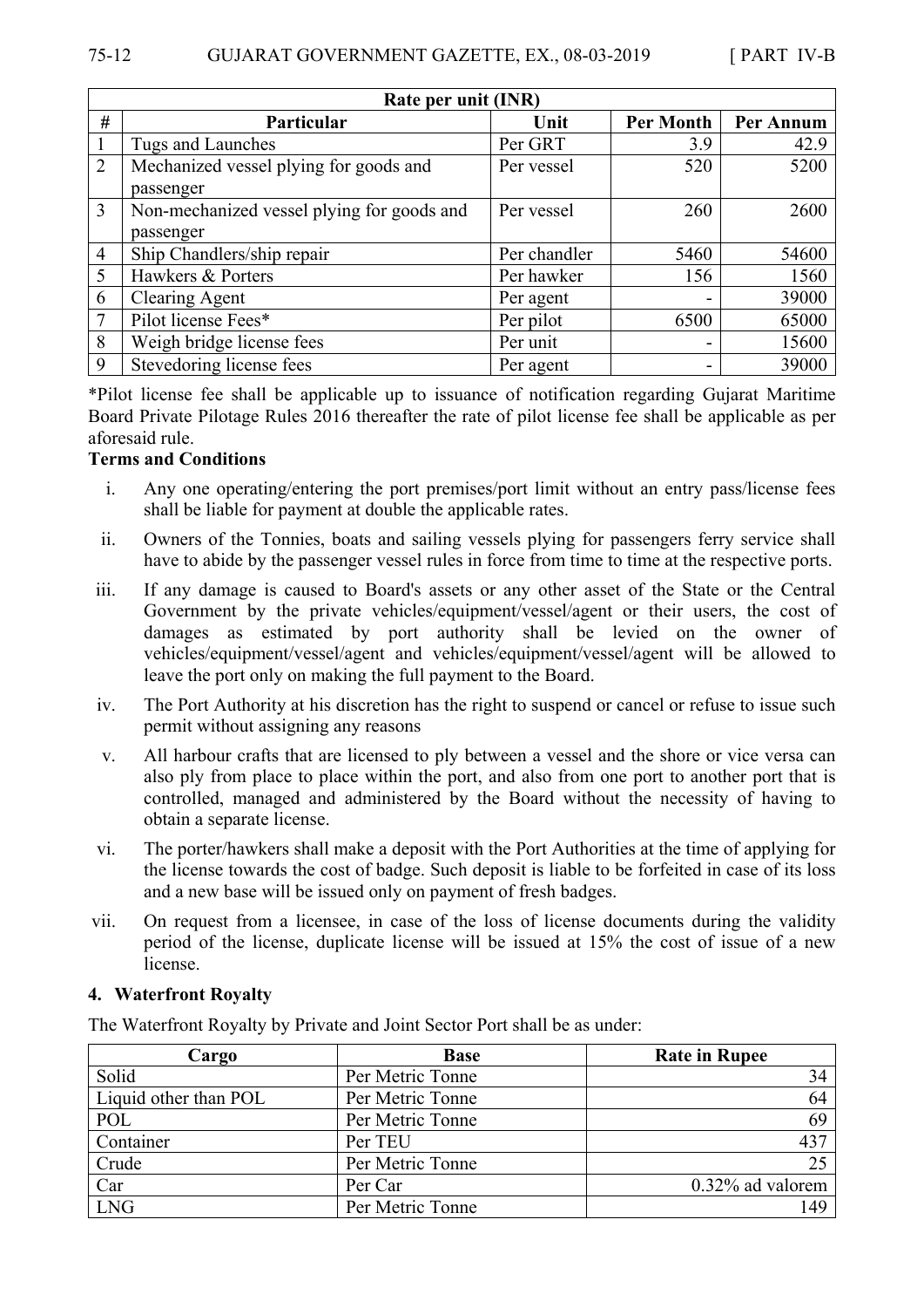| Rate per unit (INR) | | | | |
|---|---|---|---|---|
| # | Particular | Unit | Per Month | Per Annum |
| 1 | Tugs and Launches | Per GRT | 3.9 | 42.9 |
| 2 | Mechanized vessel plying for goods and passenger | Per vessel | 520 | 5200 |
| 3 | Non-mechanized vessel plying for goods and passenger | Per vessel | 260 | 2600 |
| 4 | Ship Chandlers/ship repair | Per chandler | 5460 | 54600 |
| 5 | Hawkers & Porters | Per hawker | 156 | 1560 |
| 6 | Clearing Agent | Per agent | - | 39000 |
| 7 | Pilot license Fees* | Per pilot | 6500 | 65000 |
| 8 | Weigh bridge license fees | Per unit | - | 15600 |
| 9 | Stevedoring license fees | Per agent | - | 39000 |

*Pilot license fee shall be applicable up to issuance of notification regarding Gujarat Maritime Board Private Pilotage Rules 2016 thereafter the rate of pilot license fee shall be applicable as per aforesaid rule.

**Terms and Conditions**

i. Any one operating/entering the port premises/port limit without an entry pass/license fees shall be liable for payment at double the applicable rates.

ii. Owners of the Tonnies, boats and sailing vessels plying for passengers ferry service shall have to abide by the passenger vessel rules in force from time to time at the respective ports.

iii. If any damage is caused to Board's assets or any other asset of the State or the Central Government by the private vehicles/equipment/vessel/agent or their users, the cost of damages as estimated by port authority shall be levied on the owner of vehicles/equipment/vessel/agent and vehicles/equipment/vessel/agent will be allowed to leave the port only on making the full payment to the Board.

iv. The Port Authority at his discretion has the right to suspend or cancel or refuse to issue such permit without assigning any reasons

v. All harbour crafts that are licensed to ply between a vessel and the shore or vice versa can also ply from place to place within the port, and also from one port to another port that is controlled, managed and administered by the Board without the necessity of having to obtain a separate license.

vi. The porter/hawkers shall make a deposit with the Port Authorities at the time of applying for the license towards the cost of badge. Such deposit is liable to be forfeited in case of its loss and a new base will be issued only on payment of fresh badges.

vii. On request from a licensee, in case of the loss of license documents during the validity period of the license, duplicate license will be issued at 15% the cost of issue of a new license.

**4. Waterfront Royalty**

The Waterfront Royalty by Private and Joint Sector Port shall be as under:

| Cargo | Base | Rate in Rupee |
|---|---|---|
| Solid | Per Metric Tonne | 34 |
| Liquid other than POL | Per Metric Tonne | 64 |
| POL | Per Metric Tonne | 69 |
| Container | Per TEU | 437 |
| Crude | Per Metric Tonne | 25 |
| Car | Per Car | 0.32% ad valorem |
| LNG | Per Metric Tonne | 149 |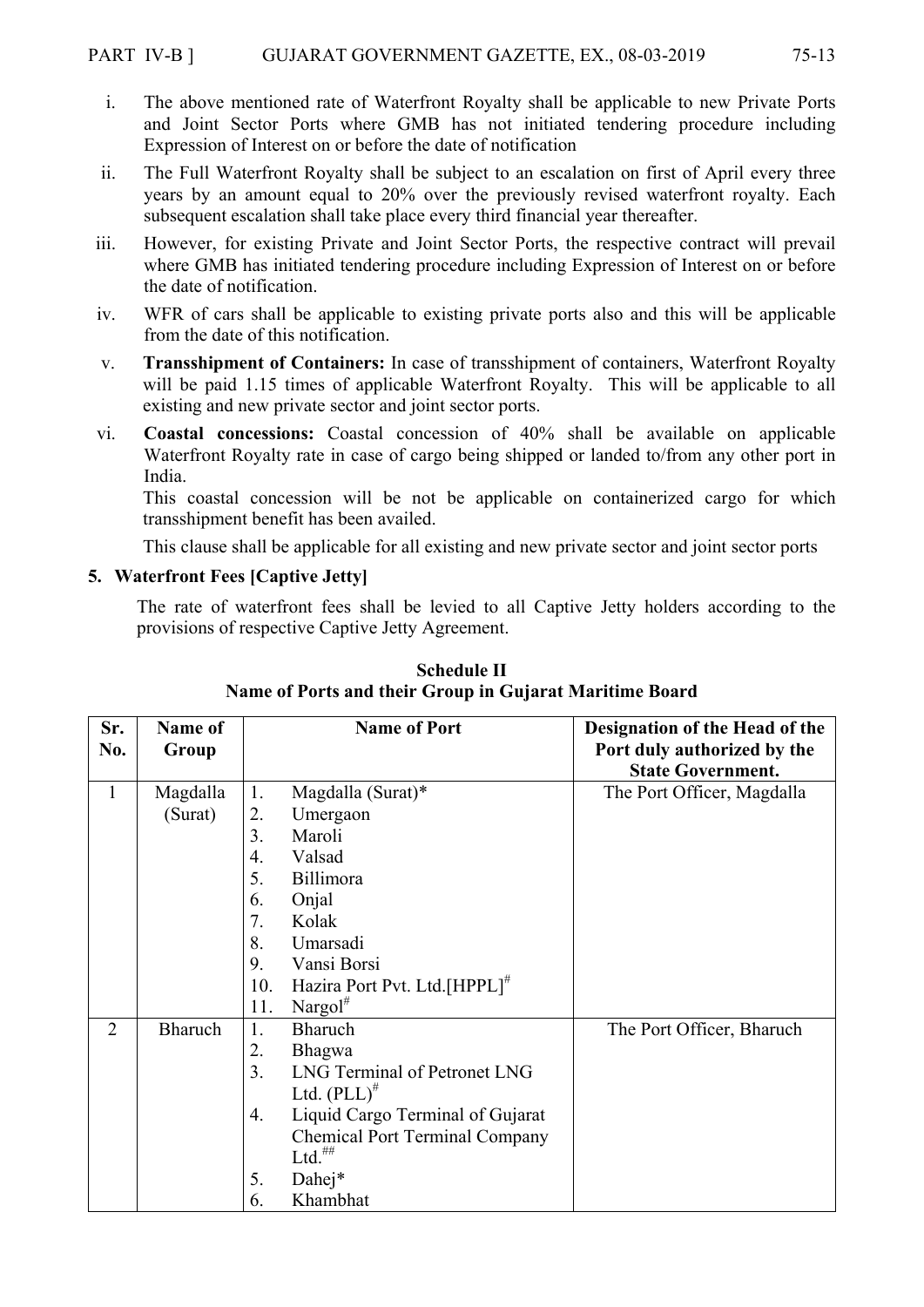i. The above mentioned rate of Waterfront Royalty shall be applicable to new Private Ports and Joint Sector Ports where GMB has not initiated tendering procedure including Expression of Interest on or before the date of notification

ii. The Full Waterfront Royalty shall be subject to an escalation on first of April every three years by an amount equal to 20% over the previously revised waterfront royalty. Each subsequent escalation shall take place every third financial year thereafter.

iii. However, for existing Private and Joint Sector Ports, the respective contract will prevail where GMB has initiated tendering procedure including Expression of Interest on or before the date of notification.

iv. WFR of cars shall be applicable to existing private ports also and this will be applicable from the date of this notification.

v. **Transshipment of Containers:** In case of transshipment of containers, Waterfront Royalty will be paid 1.15 times of applicable Waterfront Royalty. This will be applicable to all existing and new private sector and joint sector ports.

vi. **Coastal concessions:** Coastal concession of 40% shall be available on applicable Waterfront Royalty rate in case of cargo being shipped or landed to/from any other port in India.

This coastal concession will be not be applicable on containerized cargo for which transshipment benefit has been availed.

This clause shall be applicable for all existing and new private sector and joint sector ports

## 5. Waterfront Fees [Captive Jetty]

The rate of waterfront fees shall be levied to all Captive Jetty holders according to the provisions of respective Captive Jetty Agreement.

### Schedule II
### Name of Ports and their Group in Gujarat Maritime Board

| Sr. No. | Name of Group | Name of Port | Designation of the Head of the Port duly authorized by the State Government. |
|---|---|---|---|
| 1 | Magdalla (Surat) | 1. Magdalla (Surat)*<br>2. Umergaon<br>3. Maroli<br>4. Valsad<br>5. Billimora<br>6. Onjal<br>7. Kolak<br>8. Umarsadi<br>9. Vansi Borsi<br>10. Hazira Port Pvt. Ltd.[HPPL]#<br>11. Nargol# | The Port Officer, Magdalla |
| 2 | Bharuch | 1. Bharuch<br>2. Bhagwa<br>3. LNG Terminal of Petronet LNG Ltd. (PLL)#<br>4. Liquid Cargo Terminal of Gujarat Chemical Port Terminal Company Ltd.##<br>5. Dahej*<br>6. Khambhat | The Port Officer, Bharuch |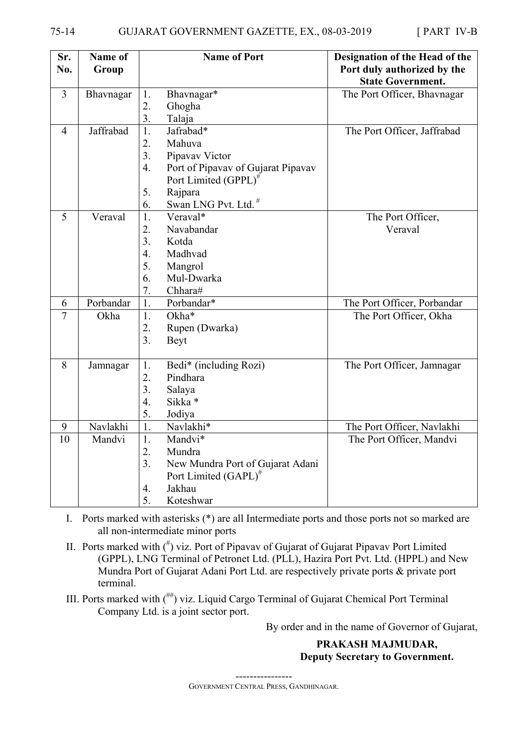| Sr. No. | Name of Group | Name of Port | Designation of the Head of the Port duly authorized by the State Government. |
|---|---|---|---|
| 3 | Bhavnagar | 1. Bhavnagar*<br>2. Ghogha<br>3. Talaja | The Port Officer, Bhavnagar |
| 4 | Jaffrabad | 1. Jafrabad*<br>2. Mahuva<br>3. Pipavav Victor<br>4. Port of Pipavav of Gujarat Pipavav Port Limited (GPPL)#<br>5. Rajpara<br>6. Swan LNG Pvt. Ltd. # | The Port Officer, Jaffrabad |
| 5 | Veraval | 1. Veraval*<br>2. Navabandar<br>3. Kotda<br>4. Madhvad<br>5. Mangrol<br>6. Mul-Dwarka<br>7. Chhara# | The Port Officer, Veraval |
| 6 | Porbandar | 1. Porbandar* | The Port Officer, Porbandar |
| 7 | Okha | 1. Okha*<br>2. Rupen (Dwarka)<br>3. Beyt | The Port Officer, Okha |
| 8 | Jamnagar | 1. Bedi* (including Rozi)<br>2. Pindhara<br>3. Salaya<br>4. Sikka *<br>5. Jodiya | The Port Officer, Jamnagar |
| 9 | Navlakhi | 1. Navlakhi* | The Port Officer, Navlakhi |
| 10 | Mandvi | 1. Mandvi*<br>2. Mundra<br>3. New Mundra Port of Gujarat Adani Port Limited (GAPL)#<br>4. Jakhau<br>5. Koteshwar | The Port Officer, Mandvi |

I. Ports marked with asterisks (*) are all Intermediate ports and those ports not so marked are all non-intermediate minor ports

II. Ports marked with (#) viz. Port of Pipavav of Gujarat of Gujarat Pipavav Port Limited (GPPL), LNG Terminal of Petronet Ltd. (PLL), Hazira Port Pvt. Ltd. (HPPL) and New Mundra Port of Gujarat Adani Port Ltd. are respectively private ports & private port terminal.

III. Ports marked with (##) viz. Liquid Cargo Terminal of Gujarat Chemical Port Terminal Company Ltd. is a joint sector port.

By order and in the name of Governor of Gujarat,

**PRAKASH MAJMUDAR,**
**Deputy Secretary to Government.**

----------------

GOVERNMENT CENTRAL PRESS, GANDHINAGAR.